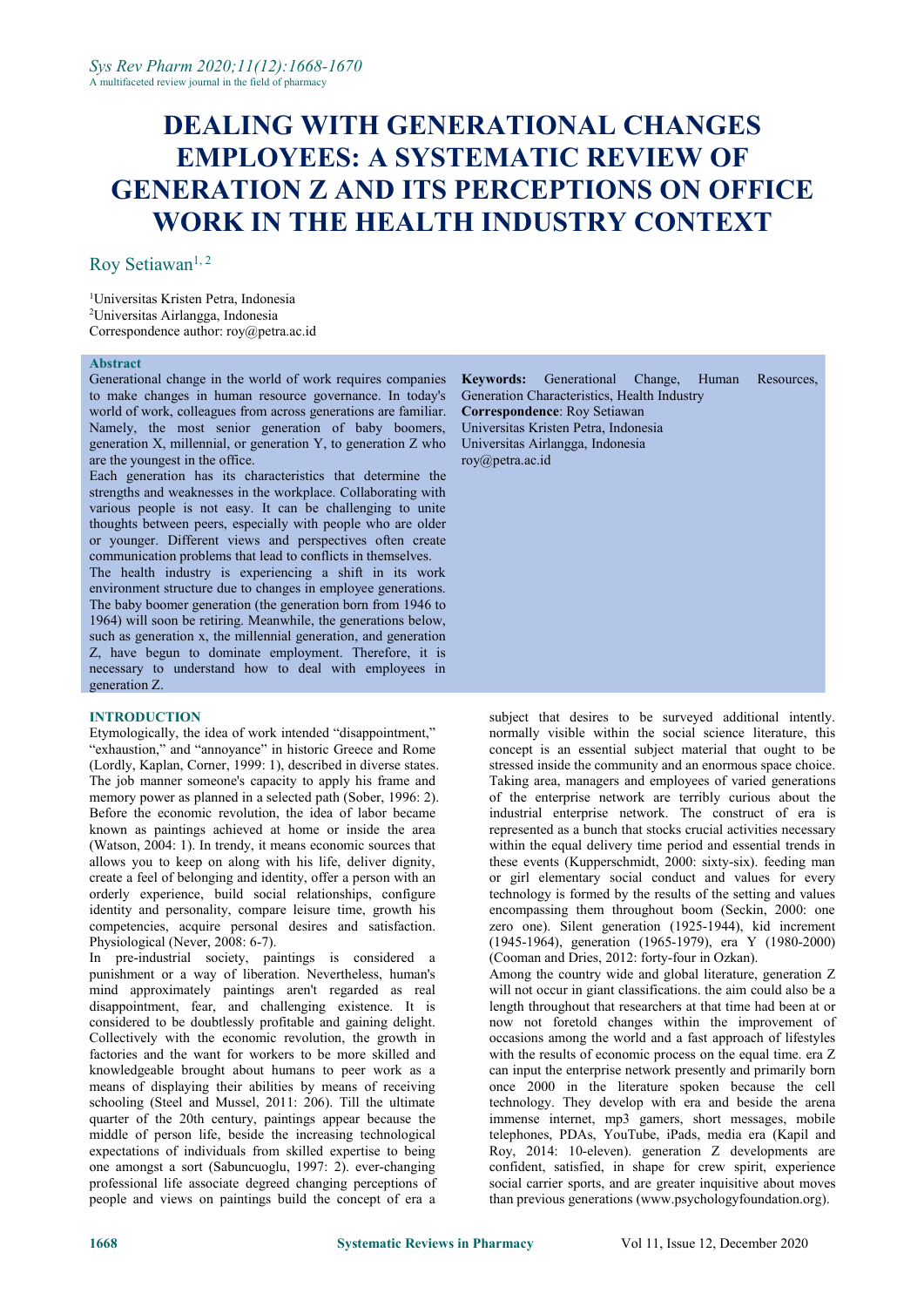# DEALING WITH GENERATIONAL CHANGES EMPLOYEES: A SYSTEMATIC REVIEW OF GENERATION Z AND ITS PERCEPTIONS ON OFFICE WORK IN THE HEALTH INDUSTRY CONTEXT

Roy Setiawan[1, 2]

[1]Universitas Kristen Petra, Indonesia
[2]Universitas Airlangga, Indonesia
Correspondence author: roy@petra.ac.id

## Abstract

Generational change in the world of work requires companies to make changes in human resource governance. In today's world of work, colleagues from across generations are familiar. Namely, the most senior generation of baby boomers, generation X, millennial, or generation Y, to generation Z who are the youngest in the office.

Each generation has its characteristics that determine the strengths and weaknesses in the workplace. Collaborating with various people is not easy. It can be challenging to unite thoughts between peers, especially with people who are older or younger. Different views and perspectives often create communication problems that lead to conflicts in themselves.

The health industry is experiencing a shift in its work environment structure due to changes in employee generations. The baby boomer generation (the generation born from 1946 to 1964) will soon be retiring. Meanwhile, the generations below, such as generation x, the millennial generation, and generation Z, have begun to dominate employment. Therefore, it is necessary to understand how to deal with employees in generation Z.

**Keywords:** Generational Change, Human Resources, Generation Characteristics, Health Industry

**Correspondence**: Roy Setiawan
Universitas Kristen Petra, Indonesia
Universitas Airlangga, Indonesia
roy@petra.ac.id

## INTRODUCTION

Etymologically, the idea of work intended "disappointment," "exhaustion," and "annoyance" in historic Greece and Rome (Lordly, Kaplan, Corner, 1999: 1), described in diverse states. The job manner someone's capacity to apply his frame and memory power as planned in a selected path (Sober, 1996: 2). Before the economic revolution, the idea of labor became known as paintings achieved at home or inside the area (Watson, 2004: 1). In trendy, it means economic sources that allows you to keep on along with his life, deliver dignity, create a feel of belonging and identity, offer a person with an orderly experience, build social relationships, configure identity and personality, compare leisure time, growth his competencies, acquire personal desires and satisfaction. Physiological (Never, 2008: 6-7).

In pre-industrial society, paintings is considered a punishment or a way of liberation. Nevertheless, human's mind approximately paintings aren't regarded as real disappointment, fear, and challenging existence. It is considered to be doubtlessly profitable and gaining delight. Collectively with the economic revolution, the growth in factories and the want for workers to be more skilled and knowledgeable brought about humans to peer work as a means of displaying their abilities by means of receiving schooling (Steel and Mussel, 2011: 206). Till the ultimate quarter of the 20th century, paintings appear because the middle of person life, beside the increasing technological expectations of individuals from skilled expertise to being one amongst a sort (Sabuncuoglu, 1997: 2). ever-changing professional life associate degreed changing perceptions of people and views on paintings build the concept of era a subject that desires to be surveyed additional intently. normally visible within the social science literature, this concept is an essential subject material that ought to be stressed inside the community and an enormous space choice. Taking area, managers and employees of varied generations of the enterprise network are terribly curious about the industrial enterprise network. The construct of era is represented as a bunch that stocks crucial activities necessary within the equal delivery time period and essential trends in these events (Kupperschmidt, 2000: sixty-six). feeding man or girl elementary social conduct and values for every technology is formed by the results of the setting and values encompassing them throughout boom (Seckin, 2000: one zero one). Silent generation (1925-1944), kid increment (1945-1964), generation (1965-1979), era Y (1980-2000) (Cooman and Dries, 2012: forty-four in Ozkan).

Among the country wide and global literature, generation Z will not occur in giant classifications. the aim could also be a length throughout that researchers at that time had been at or now not foretold changes within the improvement of occasions among the world and a fast approach of lifestyles with the results of economic process on the equal time. era Z can input the enterprise network presently and primarily born once 2000 in the literature spoken because the cell technology. They develop with era and beside the arena immense internet, mp3 gamers, short messages, mobile telephones, PDAs, YouTube, iPads, media era (Kapil and Roy, 2014: 10-eleven). generation Z developments are confident, satisfied, in shape for crew spirit, experience social carrier sports, and are greater inquisitive about moves than previous generations (www.psychologyfoundation.org).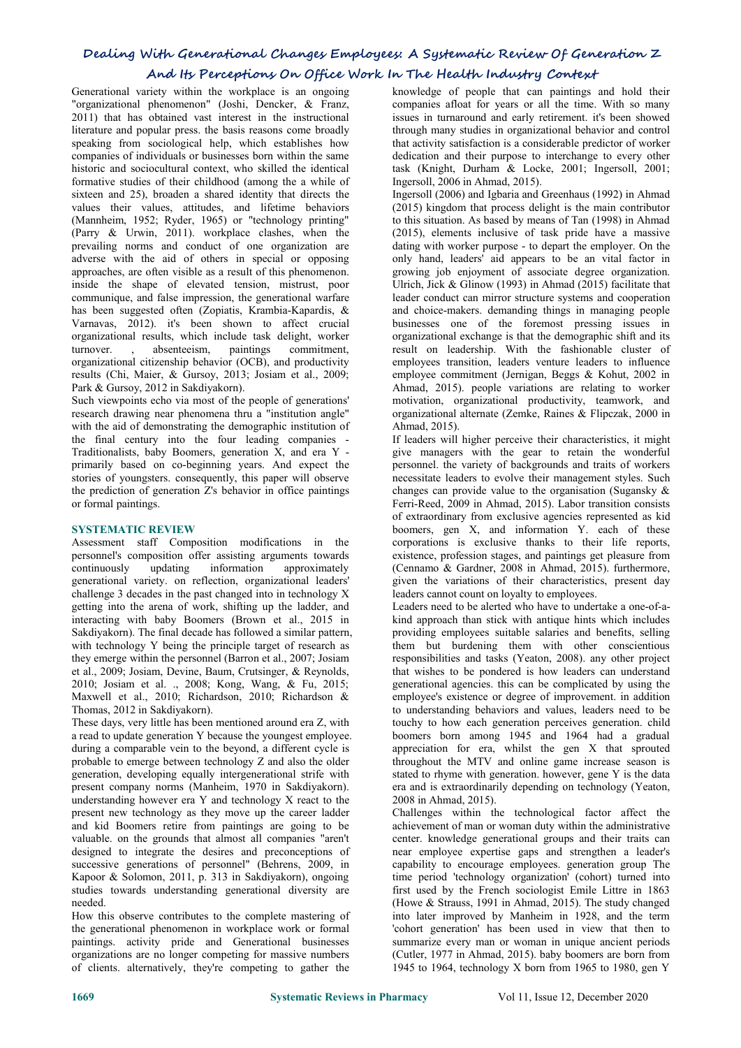Generational variety within the workplace is an ongoing "organizational phenomenon" (Joshi, Dencker, & Franz, 2011) that has obtained vast interest in the instructional literature and popular press. the basis reasons come broadly speaking from sociological help, which establishes how companies of individuals or businesses born within the same historic and sociocultural context, who skilled the identical formative studies of their childhood (among the a while of sixteen and 25), broaden a shared identity that directs the values their values, attitudes, and lifetime behaviors (Mannheim, 1952; Ryder, 1965) or "technology printing" (Parry & Urwin, 2011). workplace clashes, when the prevailing norms and conduct of one organization are adverse with the aid of others in special or opposing approaches, are often visible as a result of this phenomenon. inside the shape of elevated tension, mistrust, poor communique, and false impression, the generational warfare has been suggested often (Zopiatis, Krambia-Kapardis, & Varnavas, 2012). it's been shown to affect crucial organizational results, which include task delight, worker turnover. , absenteeism, paintings commitment, organizational citizenship behavior (OCB), and productivity results (Chi, Maier, & Gursoy, 2013; Josiam et al., 2009; Park & Gursoy, 2012 in Sakdiyakorn).

Such viewpoints echo via most of the people of generations' research drawing near phenomena thru a "institution angle" with the aid of demonstrating the demographic institution of the final century into the four leading companies - Traditionalists, baby Boomers, generation X, and era Y - primarily based on co-beginning years. And expect the stories of youngsters. consequently, this paper will observe the prediction of generation Z's behavior in office paintings or formal paintings.

## SYSTEMATIC REVIEW

Assessment staff Composition modifications in the personnel's composition offer assisting arguments towards continuously updating information approximately generational variety. on reflection, organizational leaders' challenge 3 decades in the past changed into technology X getting into the arena of work, shifting up the ladder, and interacting with baby Boomers (Brown et al., 2015 in Sakdiyakorn). The final decade has followed a similar pattern, with technology Y being the principle target of research as they emerge within the personnel (Barron et al., 2007; Josiam et al., 2009; Josiam, Devine, Baum, Crutsinger, & Reynolds, 2010; Josiam et al. ., 2008; Kong, Wang, & Fu, 2015; Maxwell et al., 2010; Richardson, 2010; Richardson & Thomas, 2012 in Sakdiyakorn).

These days, very little has been mentioned around era Z, with a read to update generation Y because the youngest employee. during a comparable vein to the beyond, a different cycle is probable to emerge between technology Z and also the older generation, developing equally intergenerational strife with present company norms (Manheim, 1970 in Sakdiyakorn). understanding however era Y and technology X react to the present new technology as they move up the career ladder and kid Boomers retire from paintings are going to be valuable. on the grounds that almost all companies "aren't designed to integrate the desires and preconceptions of successive generations of personnel" (Behrens, 2009, in Kapoor & Solomon, 2011, p. 313 in Sakdiyakorn), ongoing studies towards understanding generational diversity are needed.

How this observe contributes to the complete mastering of the generational phenomenon in workplace work or formal paintings. activity pride and Generational businesses organizations are no longer competing for massive numbers of clients. alternatively, they're competing to gather the knowledge of people that can paintings and hold their companies afloat for years or all the time. With so many issues in turnaround and early retirement. it's been showed through many studies in organizational behavior and control that activity satisfaction is a considerable predictor of worker dedication and their purpose to interchange to every other task (Knight, Durham & Locke, 2001; Ingersoll, 2001; Ingersoll, 2006 in Ahmad, 2015).

Ingersoll (2006) and Igbaria and Greenhaus (1992) in Ahmad (2015) kingdom that process delight is the main contributor to this situation. As based by means of Tan (1998) in Ahmad (2015), elements inclusive of task pride have a massive dating with worker purpose - to depart the employer. On the only hand, leaders' aid appears to be an vital factor in growing job enjoyment of associate degree organization. Ulrich, Jick & Glinow (1993) in Ahmad (2015) facilitate that leader conduct can mirror structure systems and cooperation and choice-makers. demanding things in managing people businesses one of the foremost pressing issues in organizational exchange is that the demographic shift and its result on leadership. With the fashionable cluster of employees transition, leaders venture leaders to influence employee commitment (Jernigan, Beggs & Kohut, 2002 in Ahmad, 2015). people variations are relating to worker motivation, organizational productivity, teamwork, and organizational alternate (Zemke, Raines & Flipczak, 2000 in Ahmad, 2015).

If leaders will higher perceive their characteristics, it might give managers with the gear to retain the wonderful personnel. the variety of backgrounds and traits of workers necessitate leaders to evolve their management styles. Such changes can provide value to the organisation (Sugansky & Ferri-Reed, 2009 in Ahmad, 2015). Labor transition consists of extraordinary from exclusive agencies represented as kid boomers, gen X, and information Y. each of these corporations is exclusive thanks to their life reports, existence, profession stages, and paintings get pleasure from (Cennamo & Gardner, 2008 in Ahmad, 2015). furthermore, given the variations of their characteristics, present day leaders cannot count on loyalty to employees.

Leaders need to be alerted who have to undertake a one-of-a-kind approach than stick with antique hints which includes providing employees suitable salaries and benefits, selling them but burdening them with other conscientious responsibilities and tasks (Yeaton, 2008). any other project that wishes to be pondered is how leaders can understand generational agencies. this can be complicated by using the employee's existence or degree of improvement. in addition to understanding behaviors and values, leaders need to be touchy to how each generation perceives generation. child boomers born among 1945 and 1964 had a gradual appreciation for era, whilst the gen X that sprouted throughout the MTV and online game increase season is stated to rhyme with generation. however, gene Y is the data era and is extraordinarily depending on technology (Yeaton, 2008 in Ahmad, 2015).

Challenges within the technological factor affect the achievement of man or woman duty within the administrative center. knowledge generational groups and their traits can near employee expertise gaps and strengthen a leader's capability to encourage employees. generation group The time period 'technology organization' (cohort) turned into first used by the French sociologist Emile Littre in 1863 (Howe & Strauss, 1991 in Ahmad, 2015). The study changed into later improved by Manheim in 1928, and the term 'cohort generation' has been used in view that then to summarize every man or woman in unique ancient periods (Cutler, 1977 in Ahmad, 2015). baby boomers are born from 1945 to 1964, technology X born from 1965 to 1980, gen Y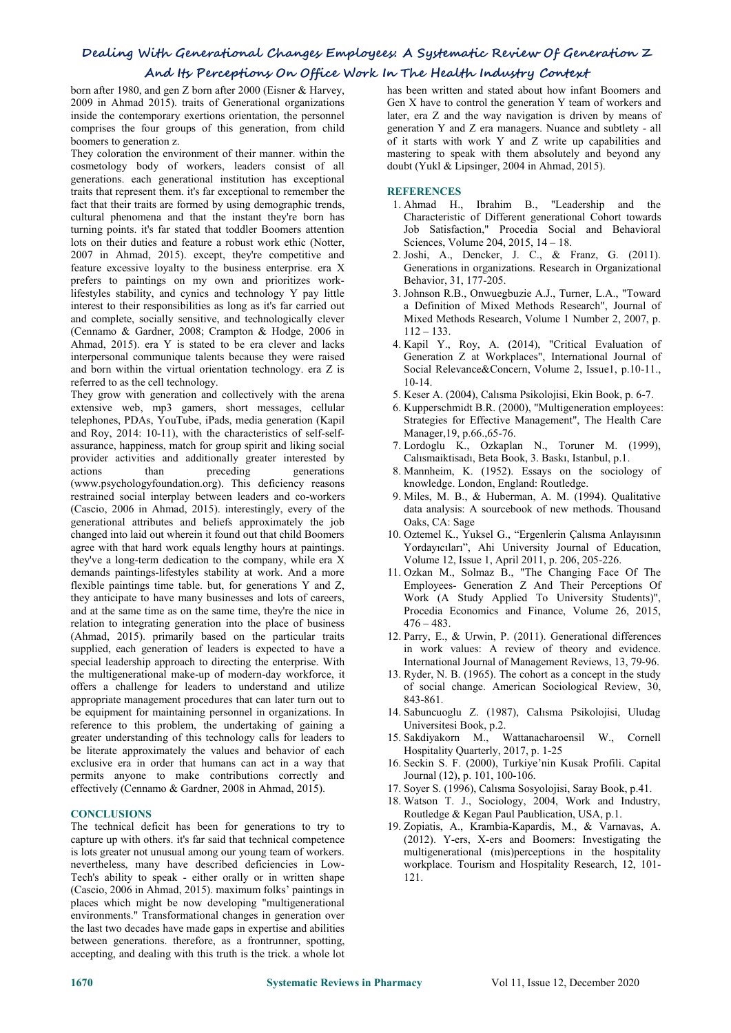born after 1980, and gen Z born after 2000 (Eisner & Harvey, 2009 in Ahmad 2015). traits of Generational organizations inside the contemporary exertions orientation, the personnel comprises the four groups of this generation, from child boomers to generation z.

They coloration the environment of their manner. within the cosmetology body of workers, leaders consist of all generations. each generational institution has exceptional traits that represent them. it's far exceptional to remember the fact that their traits are formed by using demographic trends, cultural phenomena and that the instant they're born has turning points. it's far stated that toddler Boomers attention lots on their duties and feature a robust work ethic (Notter, 2007 in Ahmad, 2015). except, they're competitive and feature excessive loyalty to the business enterprise. era X prefers to paintings on my own and prioritizes work-lifestyles stability, and cynics and technology Y pay little interest to their responsibilities as long as it's far carried out and complete, socially sensitive, and technologically clever (Cennamo & Gardner, 2008; Crampton & Hodge, 2006 in Ahmad, 2015). era Y is stated to be era clever and lacks interpersonal communique talents because they were raised and born within the virtual orientation technology. era Z is referred to as the cell technology.

They grow with generation and collectively with the arena extensive web, mp3 gamers, short messages, cellular telephones, PDAs, YouTube, iPads, media generation (Kapil and Roy, 2014: 10-11), with the characteristics of self-self-assurance, happiness, match for group spirit and liking social provider activities and additionally greater interested by actions than preceding generations (www.psychologyfoundation.org). This deficiency reasons restrained social interplay between leaders and co-workers (Cascio, 2006 in Ahmad, 2015). interestingly, every of the generational attributes and beliefs approximately the job changed into laid out wherein it found out that child Boomers agree with that hard work equals lengthy hours at paintings. they've a long-term dedication to the company, while era X demands paintings-lifestyles stability at work. And a more flexible paintings time table. but, for generations Y and Z, they anticipate to have many businesses and lots of careers, and at the same time as on the same time, they're the nice in relation to integrating generation into the place of business (Ahmad, 2015). primarily based on the particular traits supplied, each generation of leaders is expected to have a special leadership approach to directing the enterprise. With the multigenerational make-up of modern-day workforce, it offers a challenge for leaders to understand and utilize appropriate management procedures that can later turn out to be equipment for maintaining personnel in organizations. In reference to this problem, the undertaking of gaining a greater understanding of this technology calls for leaders to be literate approximately the values and behavior of each exclusive era in order that humans can act in a way that permits anyone to make contributions correctly and effectively (Cennamo & Gardner, 2008 in Ahmad, 2015).

## CONCLUSIONS

The technical deficit has been for generations to try to capture up with others. it's far said that technical competence is lots greater not unusual among our young team of workers. nevertheless, many have described deficiencies in Low-Tech's ability to speak - either orally or in written shape (Cascio, 2006 in Ahmad, 2015). maximum folks' paintings in places which might be now developing "multigenerational environments." Transformational changes in generation over the last two decades have made gaps in expertise and abilities between generations. therefore, as a frontrunner, spotting, accepting, and dealing with this truth is the trick. a whole lot has been written and stated about how infant Boomers and Gen X have to control the generation Y team of workers and later, era Z and the way navigation is driven by means of generation Y and Z era managers. Nuance and subtlety - all of it starts with work Y and Z write up capabilities and mastering to speak with them absolutely and beyond any doubt (Yukl & Lipsinger, 2004 in Ahmad, 2015).

## REFERENCES

1. Ahmad H., Ibrahim B., "Leadership and the Characteristic of Different generational Cohort towards Job Satisfaction," Procedia Social and Behavioral Sciences, Volume 204, 2015, 14 – 18.
2. Joshi, A., Dencker, J. C., & Franz, G. (2011). Generations in organizations. Research in Organizational Behavior, 31, 177-205.
3. Johnson R.B., Onwuegbuzie A.J., Turner, L.A., "Toward a Definition of Mixed Methods Research", Journal of Mixed Methods Research, Volume 1 Number 2, 2007, p. 112 – 133.
4. Kapil Y., Roy, A. (2014), "Critical Evaluation of Generation Z at Workplaces", International Journal of Social Relevance&Concern, Volume 2, Issue1, p.10-11., 10-14.
5. Keser A. (2004), Calısma Psikolojisi, Ekin Book, p. 6-7.
6. Kupperschmidt B.R. (2000), "Multigeneration employees: Strategies for Effective Management", The Health Care Manager,19, p.66.,65-76.
7. Lordoglu K., Ozkaplan N., Toruner M. (1999), Calısmaiktisadı, Beta Book, 3. Baskı, Istanbul, p.1.
8. Mannheim, K. (1952). Essays on the sociology of knowledge. London, England: Routledge.
9. Miles, M. B., & Huberman, A. M. (1994). Qualitative data analysis: A sourcebook of new methods. Thousand Oaks, CA: Sage
10. Oztemel K., Yuksel G., "Ergenlerin Çalısma Anlayısının Yordayıcıları", Ahi University Journal of Education, Volume 12, Issue 1, April 2011, p. 206, 205-226.
11. Ozkan M., Solmaz B., "The Changing Face Of The Employees- Generation Z And Their Perceptions Of Work (A Study Applied To University Students)", Procedia Economics and Finance, Volume 26, 2015, 476 – 483.
12. Parry, E., & Urwin, P. (2011). Generational differences in work values: A review of theory and evidence. International Journal of Management Reviews, 13, 79-96.
13. Ryder, N. B. (1965). The cohort as a concept in the study of social change. American Sociological Review, 30, 843-861.
14. Sabuncuoglu Z. (1987), Calısma Psikolojisi, Uludag Universitesi Book, p.2.
15. Sakdiyakorn M., Wattanacharoensil W., Cornell Hospitality Quarterly, 2017, p. 1-25
16. Seckin S. F. (2000), Turkiye'nin Kusak Profili. Capital Journal (12), p. 101, 100-106.
17. Soyer S. (1996), Calısma Sosyolojisi, Saray Book, p.41.
18. Watson T. J., Sociology, 2004, Work and Industry, Routledge & Kegan Paul Paublication, USA, p.1.
19. Zopiatis, A., Krambia-Kapardis, M., & Varnavas, A. (2012). Y-ers, X-ers and Boomers: Investigating the multigenerational (mis)perceptions in the hospitality workplace. Tourism and Hospitality Research, 12, 101-121.